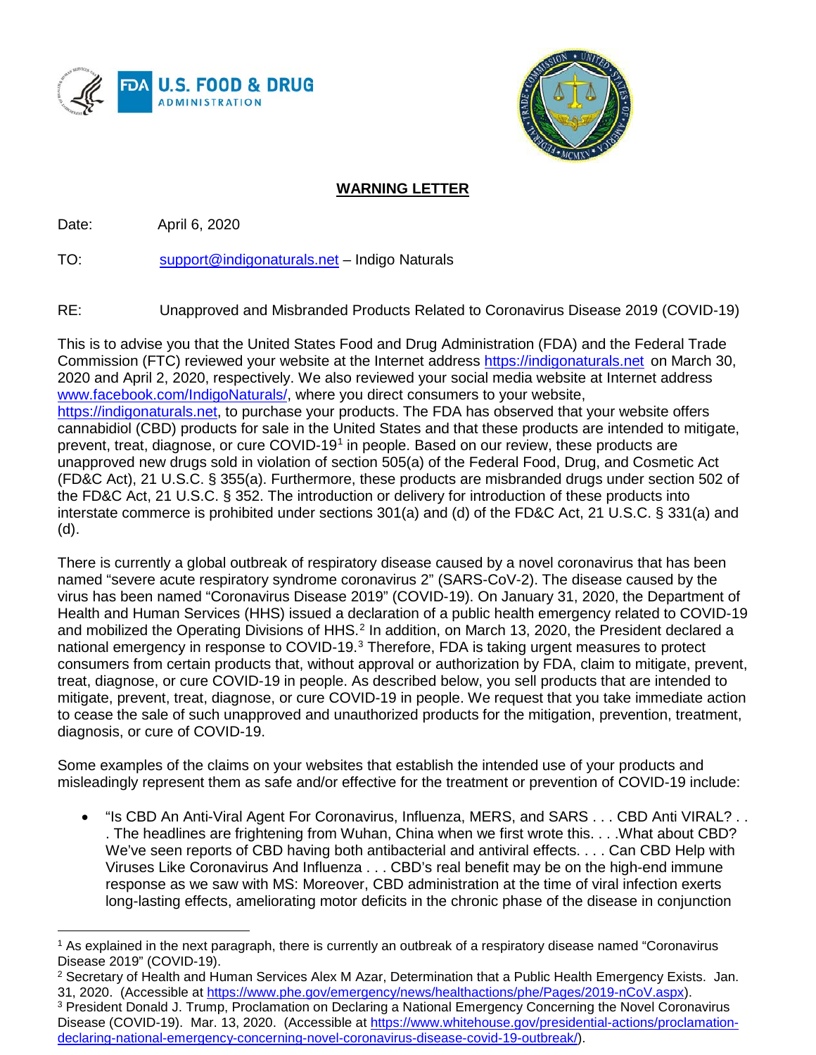## WARNING LETTER

Date: April 6, 2020

TO: support@indigonaturals.net – Indigo Naturals

RE: Unapproved and Misbranded Products Related to Coronavirus Disease 2019 (COVID-19)

This is to advise you that the United States Food and Drug Administration (FDA) and the Federal Trade Commission (FTC) reviewed your website at the Internet address https://indigonaturals.net on March 30, 2020 and April 2, 2020, respectively. We also reviewed your social media website at Internet address www.facebook.com/IndigoNaturals/, where you direct consumers to your website, https://indigonaturals.net, to purchase your products. The FDA has observed that your website offers cannabidiol (CBD) products for sale in the United States and that these products are intended to mitigate, prevent, treat, diagnose, or cure COVID-19[1] in people. Based on our review, these products are unapproved new drugs sold in violation of section 505(a) of the Federal Food, Drug, and Cosmetic Act (FD&C Act), 21 U.S.C. § 355(a). Furthermore, these products are misbranded drugs under section 502 of the FD&C Act, 21 U.S.C. § 352. The introduction or delivery for introduction of these products into interstate commerce is prohibited under sections 301(a) and (d) of the FD&C Act, 21 U.S.C. § 331(a) and (d).

There is currently a global outbreak of respiratory disease caused by a novel coronavirus that has been named "severe acute respiratory syndrome coronavirus 2" (SARS-CoV-2). The disease caused by the virus has been named "Coronavirus Disease 2019" (COVID-19). On January 31, 2020, the Department of Health and Human Services (HHS) issued a declaration of a public health emergency related to COVID-19 and mobilized the Operating Divisions of HHS.[2] In addition, on March 13, 2020, the President declared a national emergency in response to COVID-19.[3] Therefore, FDA is taking urgent measures to protect consumers from certain products that, without approval or authorization by FDA, claim to mitigate, prevent, treat, diagnose, or cure COVID-19 in people. As described below, you sell products that are intended to mitigate, prevent, treat, diagnose, or cure COVID-19 in people. We request that you take immediate action to cease the sale of such unapproved and unauthorized products for the mitigation, prevention, treatment, diagnosis, or cure of COVID-19.

Some examples of the claims on your websites that establish the intended use of your products and misleadingly represent them as safe and/or effective for the treatment or prevention of COVID-19 include:

- "Is CBD An Anti-Viral Agent For Coronavirus, Influenza, MERS, and SARS . . . CBD Anti VIRAL? . . . The headlines are frightening from Wuhan, China when we first wrote this. . . .What about CBD? We've seen reports of CBD having both antibacterial and antiviral effects. . . . Can CBD Help with Viruses Like Coronavirus And Influenza . . . CBD's real benefit may be on the high-end immune response as we saw with MS: Moreover, CBD administration at the time of viral infection exerts long-lasting effects, ameliorating motor deficits in the chronic phase of the disease in conjunction

[1] As explained in the next paragraph, there is currently an outbreak of a respiratory disease named "Coronavirus Disease 2019" (COVID-19).

[2] Secretary of Health and Human Services Alex M Azar, Determination that a Public Health Emergency Exists. Jan. 31, 2020. (Accessible at https://www.phe.gov/emergency/news/healthactions/phe/Pages/2019-nCoV.aspx).

[3] President Donald J. Trump, Proclamation on Declaring a National Emergency Concerning the Novel Coronavirus Disease (COVID-19). Mar. 13, 2020. (Accessible at https://www.whitehouse.gov/presidential-actions/proclamation-declaring-national-emergency-concerning-novel-coronavirus-disease-covid-19-outbreak/).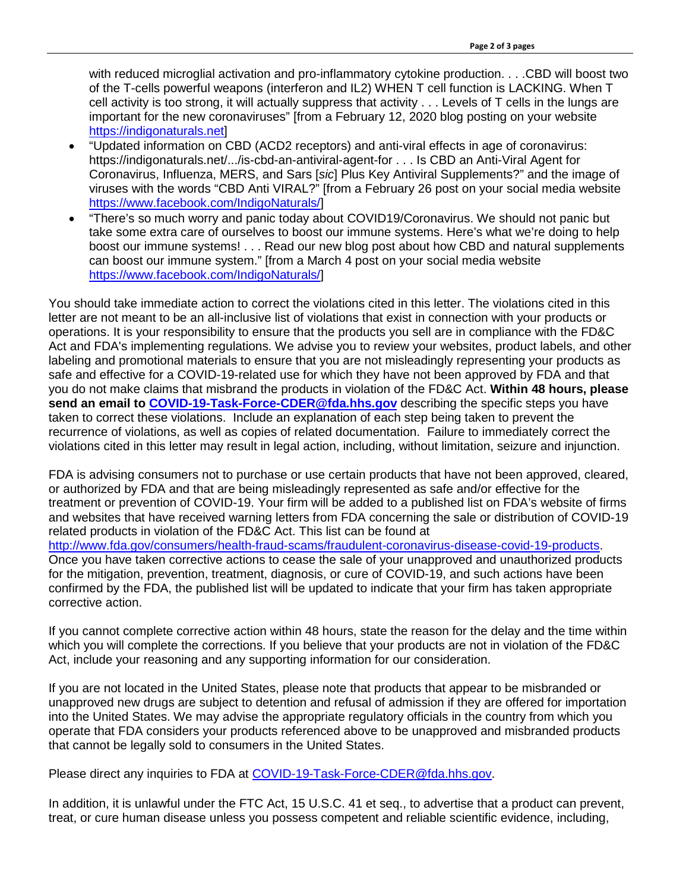with reduced microglial activation and pro-inflammatory cytokine production. . . .CBD will boost two of the T-cells powerful weapons (interferon and IL2) WHEN T cell function is LACKING. When T cell activity is too strong, it will actually suppress that activity . . . Levels of T cells in the lungs are important for the new coronaviruses" [from a February 12, 2020 blog posting on your website https://indigonaturals.net]

- "Updated information on CBD (ACD2 receptors) and anti-viral effects in age of coronavirus: https://indigonaturals.net/.../is-cbd-an-antiviral-agent-for . . . Is CBD an Anti-Viral Agent for Coronavirus, Influenza, MERS, and Sars [*sic*] Plus Key Antiviral Supplements?" and the image of viruses with the words "CBD Anti VIRAL?" [from a February 26 post on your social media website https://www.facebook.com/IndigoNaturals/]
- "There's so much worry and panic today about COVID19/Coronavirus. We should not panic but take some extra care of ourselves to boost our immune systems. Here's what we're doing to help boost our immune systems! . . . Read our new blog post about how CBD and natural supplements can boost our immune system." [from a March 4 post on your social media website https://www.facebook.com/IndigoNaturals/]

You should take immediate action to correct the violations cited in this letter. The violations cited in this letter are not meant to be an all-inclusive list of violations that exist in connection with your products or operations. It is your responsibility to ensure that the products you sell are in compliance with the FD&C Act and FDA's implementing regulations. We advise you to review your websites, product labels, and other labeling and promotional materials to ensure that you are not misleadingly representing your products as safe and effective for a COVID-19-related use for which they have not been approved by FDA and that you do not make claims that misbrand the products in violation of the FD&C Act. **Within 48 hours, please send an email to COVID-19-Task-Force-CDER@fda.hhs.gov** describing the specific steps you have taken to correct these violations. Include an explanation of each step being taken to prevent the recurrence of violations, as well as copies of related documentation. Failure to immediately correct the violations cited in this letter may result in legal action, including, without limitation, seizure and injunction.

FDA is advising consumers not to purchase or use certain products that have not been approved, cleared, or authorized by FDA and that are being misleadingly represented as safe and/or effective for the treatment or prevention of COVID-19. Your firm will be added to a published list on FDA's website of firms and websites that have received warning letters from FDA concerning the sale or distribution of COVID-19 related products in violation of the FD&C Act. This list can be found at http://www.fda.gov/consumers/health-fraud-scams/fraudulent-coronavirus-disease-covid-19-products. Once you have taken corrective actions to cease the sale of your unapproved and unauthorized products for the mitigation, prevention, treatment, diagnosis, or cure of COVID-19, and such actions have been confirmed by the FDA, the published list will be updated to indicate that your firm has taken appropriate corrective action.

If you cannot complete corrective action within 48 hours, state the reason for the delay and the time within which you will complete the corrections. If you believe that your products are not in violation of the FD&C Act, include your reasoning and any supporting information for our consideration.

If you are not located in the United States, please note that products that appear to be misbranded or unapproved new drugs are subject to detention and refusal of admission if they are offered for importation into the United States. We may advise the appropriate regulatory officials in the country from which you operate that FDA considers your products referenced above to be unapproved and misbranded products that cannot be legally sold to consumers in the United States.

Please direct any inquiries to FDA at COVID-19-Task-Force-CDER@fda.hhs.gov.

In addition, it is unlawful under the FTC Act, 15 U.S.C. 41 et seq., to advertise that a product can prevent, treat, or cure human disease unless you possess competent and reliable scientific evidence, including,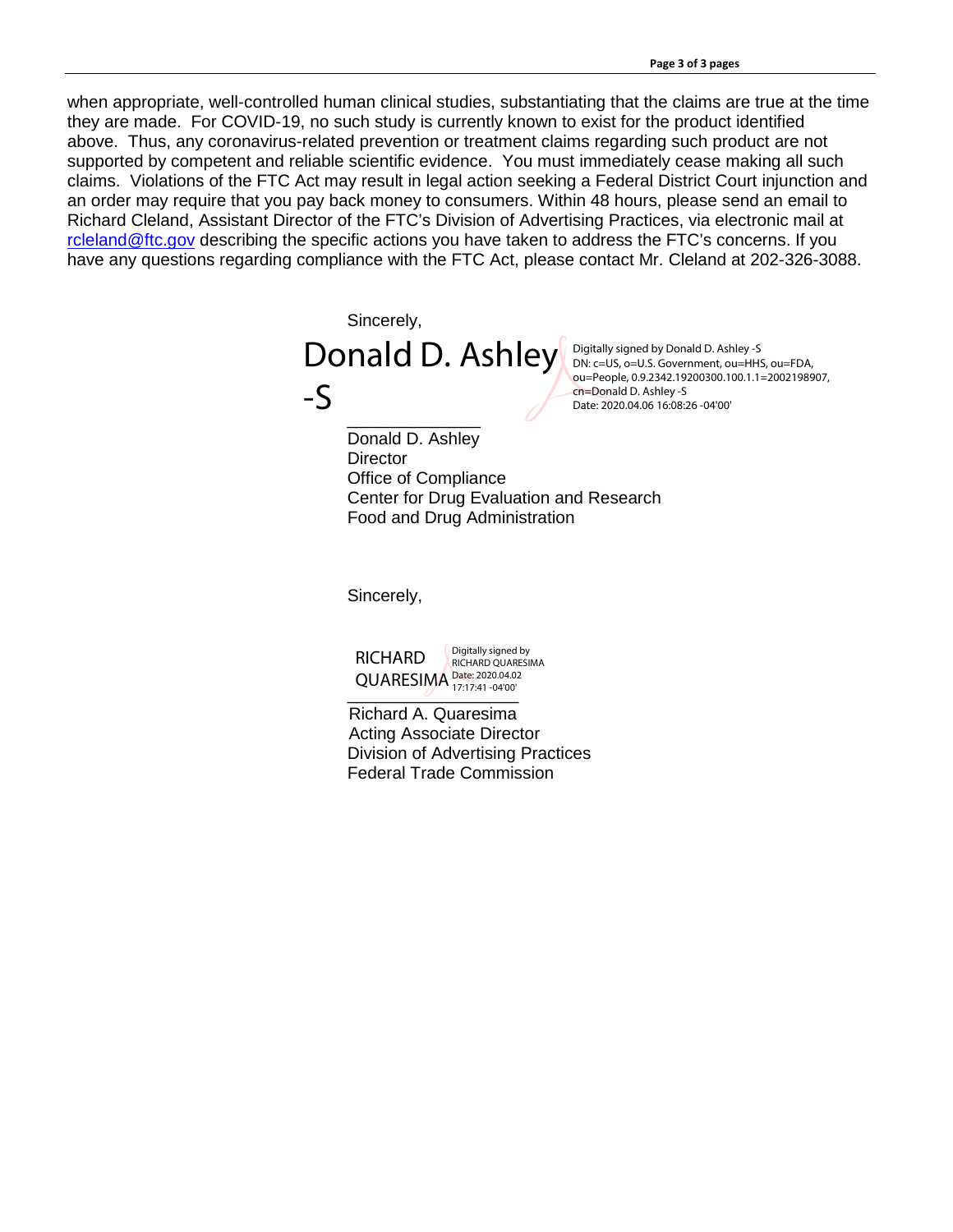when appropriate, well-controlled human clinical studies, substantiating that the claims are true at the time they are made. For COVID-19, no such study is currently known to exist for the product identified above. Thus, any coronavirus-related prevention or treatment claims regarding such product are not supported by competent and reliable scientific evidence. You must immediately cease making all such claims. Violations of the FTC Act may result in legal action seeking a Federal District Court injunction and an order may require that you pay back money to consumers. Within 48 hours, please send an email to Richard Cleland, Assistant Director of the FTC's Division of Advertising Practices, via electronic mail at rcleland@ftc.gov describing the specific actions you have taken to address the FTC's concerns. If you have any questions regarding compliance with the FTC Act, please contact Mr. Cleland at 202-326-3088.

Sincerely,

Donald D. Ashley -S

Digitally signed by Donald D. Ashley -S
DN: c=US, o=U.S. Government, ou=HHS, ou=FDA, ou=People, 0.9.2342.19200300.100.1.1=2002198907, cn=Donald D. Ashley -S
Date: 2020.04.06 16:08:26 -04'00'

Donald D. Ashley
Director
Office of Compliance
Center for Drug Evaluation and Research
Food and Drug Administration

Sincerely,

RICHARD QUARESIMA

Digitally signed by RICHARD QUARESIMA
Date: 2020.04.02 17:17:41 -04'00'

Richard A. Quaresima
Acting Associate Director
Division of Advertising Practices
Federal Trade Commission